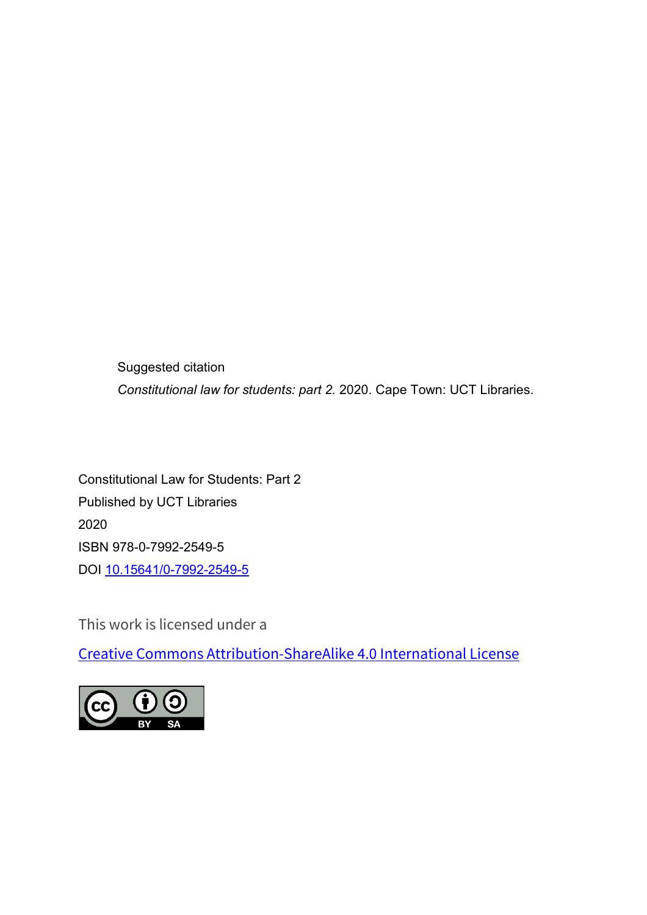Suggested citation

*Constitutional law for students: part 2.* 2020. Cape Town: UCT Libraries.

Constitutional Law for Students: Part 2

Published by UCT Libraries

2020

ISBN 978-0-7992-2549-5

DOI [10.15641/0-7992-2549-5](https://doi.org/10.15641/0-7992-2549-5)

This work is licensed under a

[Creative Commons Attribution-ShareAlike 4.0 International License](https://creativecommons.org/licenses/by-sa/4.0/)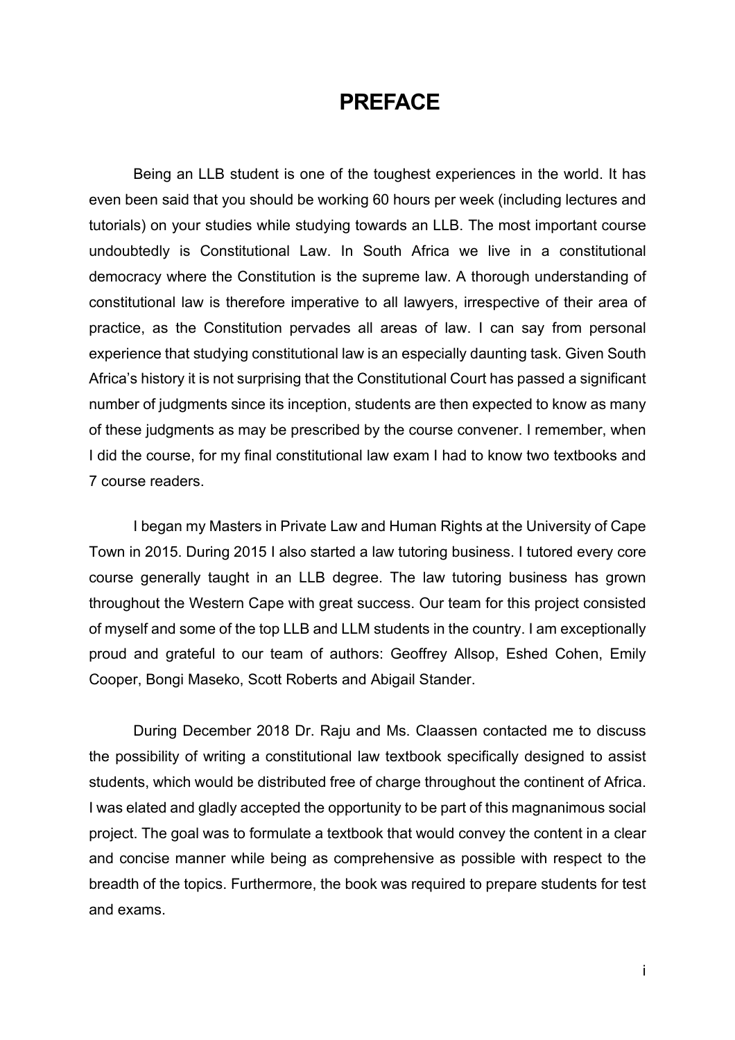# PREFACE

Being an LLB student is one of the toughest experiences in the world. It has even been said that you should be working 60 hours per week (including lectures and tutorials) on your studies while studying towards an LLB. The most important course undoubtedly is Constitutional Law. In South Africa we live in a constitutional democracy where the Constitution is the supreme law. A thorough understanding of constitutional law is therefore imperative to all lawyers, irrespective of their area of practice, as the Constitution pervades all areas of law. I can say from personal experience that studying constitutional law is an especially daunting task. Given South Africa's history it is not surprising that the Constitutional Court has passed a significant number of judgments since its inception, students are then expected to know as many of these judgments as may be prescribed by the course convener. I remember, when I did the course, for my final constitutional law exam I had to know two textbooks and 7 course readers.

I began my Masters in Private Law and Human Rights at the University of Cape Town in 2015. During 2015 I also started a law tutoring business. I tutored every core course generally taught in an LLB degree. The law tutoring business has grown throughout the Western Cape with great success. Our team for this project consisted of myself and some of the top LLB and LLM students in the country. I am exceptionally proud and grateful to our team of authors: Geoffrey Allsop, Eshed Cohen, Emily Cooper, Bongi Maseko, Scott Roberts and Abigail Stander.

During December 2018 Dr. Raju and Ms. Claassen contacted me to discuss the possibility of writing a constitutional law textbook specifically designed to assist students, which would be distributed free of charge throughout the continent of Africa. I was elated and gladly accepted the opportunity to be part of this magnanimous social project. The goal was to formulate a textbook that would convey the content in a clear and concise manner while being as comprehensive as possible with respect to the breadth of the topics. Furthermore, the book was required to prepare students for test and exams.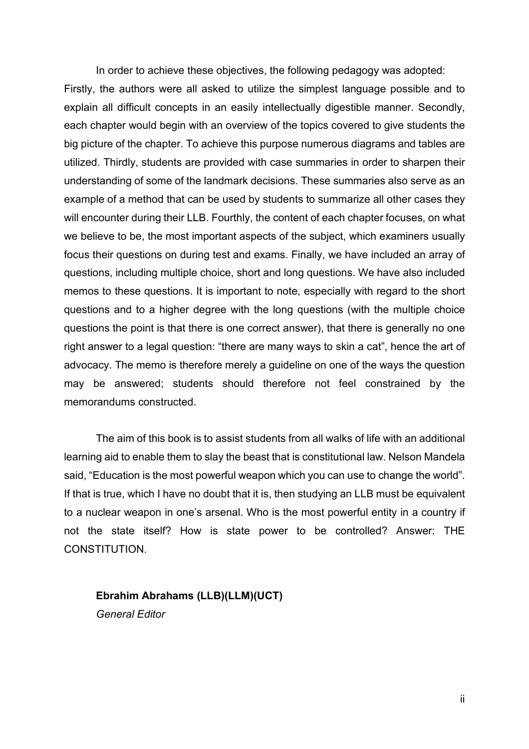In order to achieve these objectives, the following pedagogy was adopted: Firstly, the authors were all asked to utilize the simplest language possible and to explain all difficult concepts in an easily intellectually digestible manner. Secondly, each chapter would begin with an overview of the topics covered to give students the big picture of the chapter. To achieve this purpose numerous diagrams and tables are utilized. Thirdly, students are provided with case summaries in order to sharpen their understanding of some of the landmark decisions. These summaries also serve as an example of a method that can be used by students to summarize all other cases they will encounter during their LLB. Fourthly, the content of each chapter focuses, on what we believe to be, the most important aspects of the subject, which examiners usually focus their questions on during test and exams. Finally, we have included an array of questions, including multiple choice, short and long questions. We have also included memos to these questions. It is important to note, especially with regard to the short questions and to a higher degree with the long questions (with the multiple choice questions the point is that there is one correct answer), that there is generally no one right answer to a legal question: "there are many ways to skin a cat", hence the art of advocacy. The memo is therefore merely a guideline on one of the ways the question may be answered; students should therefore not feel constrained by the memorandums constructed.

The aim of this book is to assist students from all walks of life with an additional learning aid to enable them to slay the beast that is constitutional law. Nelson Mandela said, "Education is the most powerful weapon which you can use to change the world". If that is true, which I have no doubt that it is, then studying an LLB must be equivalent to a nuclear weapon in one's arsenal. Who is the most powerful entity in a country if not the state itself? How is state power to be controlled? Answer: THE CONSTITUTION.

**Ebrahim Abrahams (LLB)(LLM)(UCT)**
*General Editor*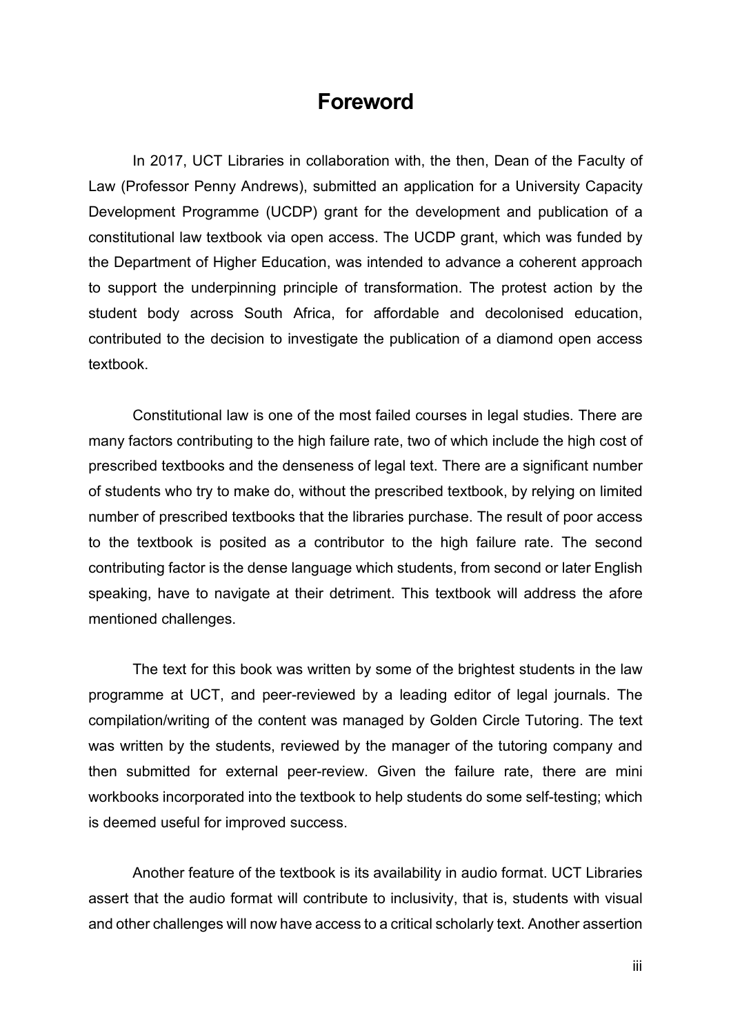# Foreword

In 2017, UCT Libraries in collaboration with, the then, Dean of the Faculty of Law (Professor Penny Andrews), submitted an application for a University Capacity Development Programme (UCDP) grant for the development and publication of a constitutional law textbook via open access. The UCDP grant, which was funded by the Department of Higher Education, was intended to advance a coherent approach to support the underpinning principle of transformation. The protest action by the student body across South Africa, for affordable and decolonised education, contributed to the decision to investigate the publication of a diamond open access textbook.

Constitutional law is one of the most failed courses in legal studies. There are many factors contributing to the high failure rate, two of which include the high cost of prescribed textbooks and the denseness of legal text. There are a significant number of students who try to make do, without the prescribed textbook, by relying on limited number of prescribed textbooks that the libraries purchase. The result of poor access to the textbook is posited as a contributor to the high failure rate. The second contributing factor is the dense language which students, from second or later English speaking, have to navigate at their detriment. This textbook will address the afore mentioned challenges.

The text for this book was written by some of the brightest students in the law programme at UCT, and peer-reviewed by a leading editor of legal journals. The compilation/writing of the content was managed by Golden Circle Tutoring. The text was written by the students, reviewed by the manager of the tutoring company and then submitted for external peer-review. Given the failure rate, there are mini workbooks incorporated into the textbook to help students do some self-testing; which is deemed useful for improved success.

Another feature of the textbook is its availability in audio format. UCT Libraries assert that the audio format will contribute to inclusivity, that is, students with visual and other challenges will now have access to a critical scholarly text. Another assertion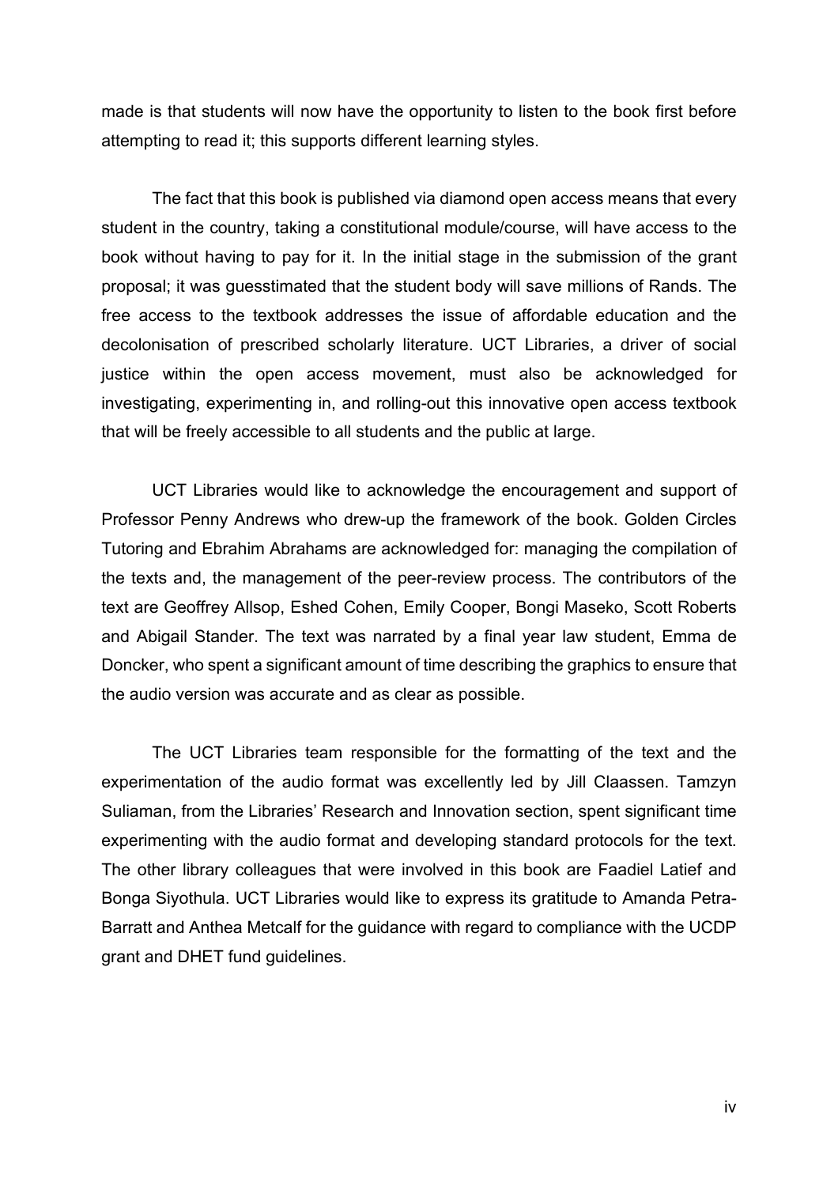made is that students will now have the opportunity to listen to the book first before attempting to read it; this supports different learning styles.

The fact that this book is published via diamond open access means that every student in the country, taking a constitutional module/course, will have access to the book without having to pay for it. In the initial stage in the submission of the grant proposal; it was guesstimated that the student body will save millions of Rands. The free access to the textbook addresses the issue of affordable education and the decolonisation of prescribed scholarly literature. UCT Libraries, a driver of social justice within the open access movement, must also be acknowledged for investigating, experimenting in, and rolling-out this innovative open access textbook that will be freely accessible to all students and the public at large.

UCT Libraries would like to acknowledge the encouragement and support of Professor Penny Andrews who drew-up the framework of the book. Golden Circles Tutoring and Ebrahim Abrahams are acknowledged for: managing the compilation of the texts and, the management of the peer-review process. The contributors of the text are Geoffrey Allsop, Eshed Cohen, Emily Cooper, Bongi Maseko, Scott Roberts and Abigail Stander. The text was narrated by a final year law student, Emma de Doncker, who spent a significant amount of time describing the graphics to ensure that the audio version was accurate and as clear as possible.

The UCT Libraries team responsible for the formatting of the text and the experimentation of the audio format was excellently led by Jill Claassen. Tamzyn Suliaman, from the Libraries' Research and Innovation section, spent significant time experimenting with the audio format and developing standard protocols for the text. The other library colleagues that were involved in this book are Faadiel Latief and Bonga Siyothula. UCT Libraries would like to express its gratitude to Amanda Petra-Barratt and Anthea Metcalf for the guidance with regard to compliance with the UCDP grant and DHET fund guidelines.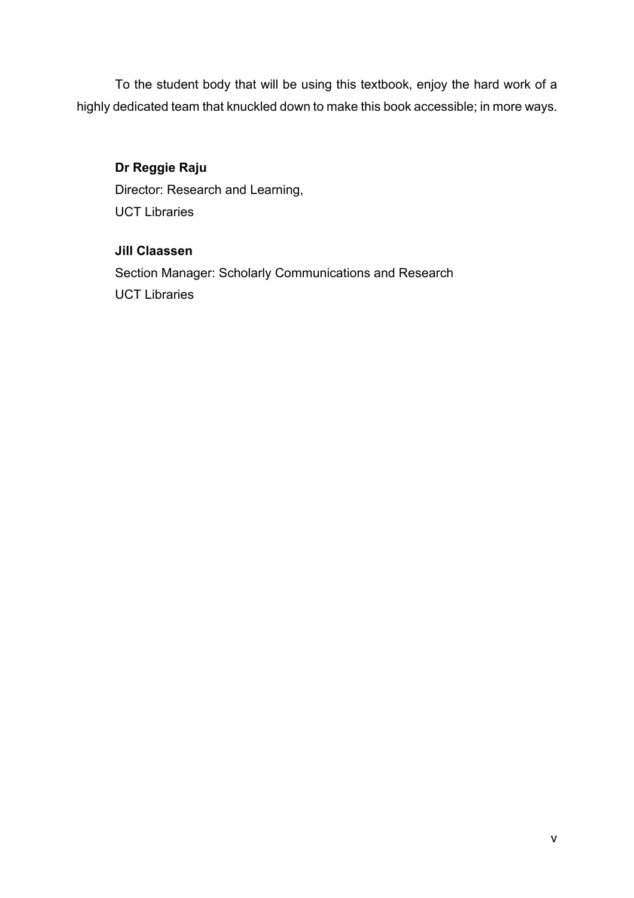To the student body that will be using this textbook, enjoy the hard work of a highly dedicated team that knuckled down to make this book accessible; in more ways.

**Dr Reggie Raju**
Director: Research and Learning,
UCT Libraries

**Jill Claassen**
Section Manager: Scholarly Communications and Research
UCT Libraries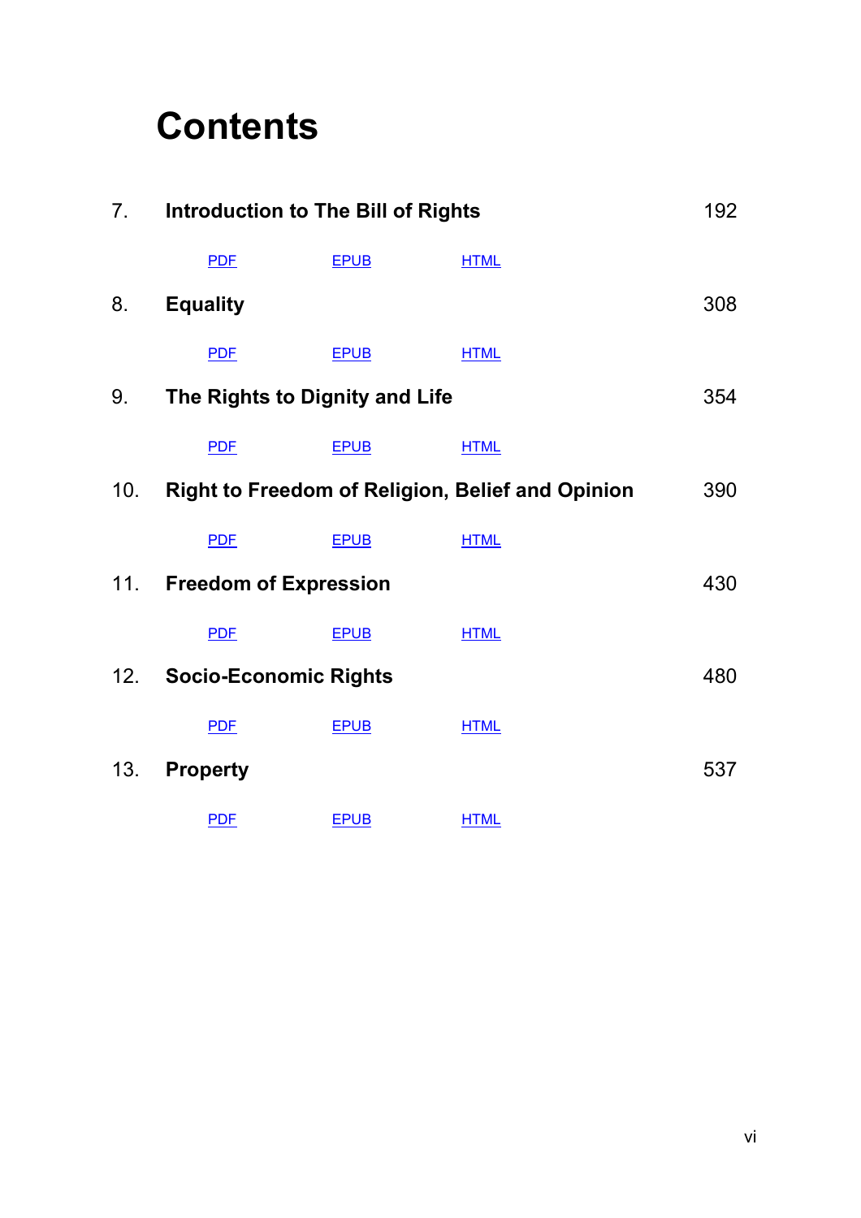# Contents

7. **Introduction to The Bill of Rights** 192

   PDF EPUB HTML

8. **Equality** 308

   PDF EPUB HTML

9. **The Rights to Dignity and Life** 354

   PDF EPUB HTML

10. **Right to Freedom of Religion, Belief and Opinion** 390

    PDF EPUB HTML

11. **Freedom of Expression** 430

    PDF EPUB HTML

12. **Socio-Economic Rights** 480

    PDF EPUB HTML

13. **Property** 537

    PDF EPUB HTML